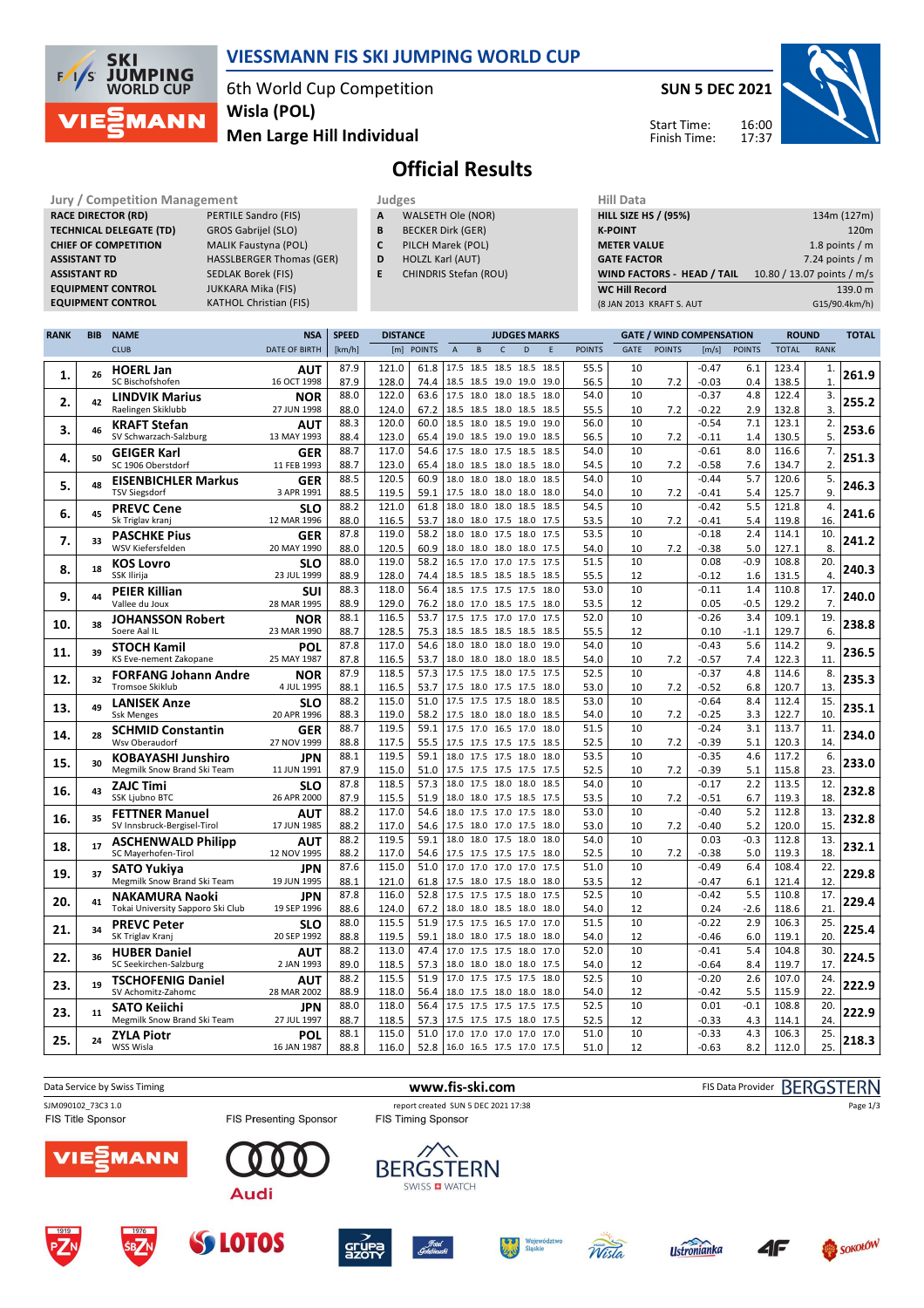# VIESSMANN FIS SKI JUMPING WORLD CUP

6th World Cup Competition
**Wisla (POL)**
**Men Large Hill Individual**

**SUN 5 DEC 2021**

Start Time: 16:00
Finish Time: 17:37

## Official Results

| Jury / Competition Management | |
|---|---|
| RACE DIRECTOR (RD) | PERTILE Sandro (FIS) |
| TECHNICAL DELEGATE (TD) | GROS Gabrijel (SLO) |
| CHIEF OF COMPETITION | MALIK Faustyna (POL) |
| ASSISTANT TD | HASSLBERGER Thomas (GER) |
| ASSISTANT RD | SEDLAK Borek (FIS) |
| EQUIPMENT CONTROL | JUKKARA Mika (FIS) |
| EQUIPMENT CONTROL | KATHOL Christian (FIS) |

| Judges | |
|---|---|
| A | WALSETH Ole (NOR) |
| B | BECKER Dirk (GER) |
| C | PILCH Marek (POL) |
| D | HOLZL Karl (AUT) |
| E | CHINDRIS Stefan (ROU) |

| Hill Data | |
|---|---|
| HILL SIZE HS / (95%) | 134m (127m) |
| K-POINT | 120m |
| METER VALUE | 1.8 points / m |
| GATE FACTOR | 7.24 points / m |
| WIND FACTORS - HEAD / TAIL | 10.80 / 13.07 points / m/s |
| WC Hill Record | 139.0 m |
| (8 JAN 2013 KRAFT S. AUT | G15/90.4km/h) |

| RANK | BIB | NAME / CLUB | NSA / DATE OF BIRTH | SPEED [km/h] | DISTANCE [m] | DISTANCE POINTS | A | B | C | D | E | JUDGES POINTS | GATE | GATE POINTS | WIND [m/s] | WIND POINTS | ROUND TOTAL | ROUND RANK | TOTAL |
|---|---|---|---|---|---|---|---|---|---|---|---|---|---|---|---|---|---|---|---|
| 1. | 26 | **HOERL Jan** | **AUT** | 87.9 | 121.0 | 61.8 | 17.5 | 18.5 | 18.5 | 18.5 | 18.5 | 55.5 | 10 | | -0.47 | 6.1 | 123.4 | 1. | **261.9** |
| | | SC Bischofshofen | 16 OCT 1998 | 87.9 | 128.0 | 74.4 | 18.5 | 18.5 | 19.0 | 19.0 | 19.0 | 56.5 | 10 | 7.2 | -0.03 | 0.4 | 138.5 | 1. | |
| 2. | 42 | **LINDVIK Marius** | **NOR** | 88.0 | 122.0 | 63.6 | 17.5 | 18.0 | 18.0 | 18.5 | 18.0 | 54.0 | 10 | | -0.37 | 4.8 | 122.4 | 3. | **255.2** |
| | | Raelingen Skiklubb | 27 JUN 1998 | 88.0 | 124.0 | 67.2 | 18.5 | 18.5 | 18.0 | 18.5 | 18.5 | 55.5 | 10 | 7.2 | -0.22 | 2.9 | 132.8 | 3. | |
| 3. | 46 | **KRAFT Stefan** | **AUT** | 88.3 | 120.0 | 60.0 | 18.5 | 18.0 | 18.5 | 19.0 | 19.0 | 56.0 | 10 | | -0.54 | 7.1 | 123.1 | 2. | **253.6** |
| | | SV Schwarzach-Salzburg | 13 MAY 1993 | 88.4 | 123.0 | 65.4 | 19.0 | 18.5 | 19.0 | 19.0 | 18.5 | 56.5 | 10 | 7.2 | -0.11 | 1.4 | 130.5 | 5. | |
| 4. | 50 | **GEIGER Karl** | **GER** | 88.7 | 117.0 | 54.6 | 17.5 | 18.0 | 17.5 | 18.5 | 18.5 | 54.0 | 10 | | -0.61 | 8.0 | 116.6 | 7. | **251.3** |
| | | SC 1906 Oberstdorf | 11 FEB 1993 | 88.7 | 123.0 | 65.4 | 18.0 | 18.5 | 18.0 | 18.5 | 18.0 | 54.5 | 10 | 7.2 | -0.58 | 7.6 | 134.7 | 2. | |
| 5. | 48 | **EISENBICHLER Markus** | **GER** | 88.5 | 120.5 | 60.9 | 18.0 | 18.0 | 18.0 | 18.0 | 18.5 | 54.0 | 10 | | -0.44 | 5.7 | 120.6 | 5. | **246.3** |
| | | TSV Siegsdorf | 3 APR 1991 | 88.5 | 119.5 | 59.1 | 17.5 | 18.0 | 18.0 | 18.0 | 18.0 | 54.0 | 10 | 7.2 | -0.41 | 5.4 | 125.7 | 9. | |
| 6. | 45 | **PREVC Cene** | **SLO** | 88.2 | 121.0 | 61.8 | 18.0 | 18.0 | 18.0 | 18.5 | 18.5 | 54.5 | 10 | | -0.42 | 5.5 | 121.8 | 4. | **241.6** |
| | | Sk Triglav kranj | 12 MAR 1996 | 88.0 | 116.5 | 53.7 | 18.0 | 18.0 | 17.5 | 18.0 | 17.5 | 53.5 | 10 | 7.2 | -0.41 | 5.4 | 119.8 | 16. | |
| 7. | 33 | **PASCHKE Pius** | **GER** | 87.8 | 119.0 | 58.2 | 18.0 | 18.0 | 17.5 | 18.0 | 17.5 | 53.5 | 10 | | -0.18 | 2.4 | 114.1 | 10. | **241.2** |
| | | WSV Kiefersfelden | 20 MAY 1990 | 88.0 | 120.5 | 60.9 | 18.0 | 18.0 | 18.0 | 18.0 | 17.5 | 54.0 | 10 | 7.2 | -0.38 | 5.0 | 127.1 | 8. | |
| 8. | 18 | **KOS Lovro** | **SLO** | 88.0 | 119.0 | 58.2 | 16.5 | 17.0 | 17.0 | 17.5 | 17.5 | 51.5 | 10 | | 0.08 | -0.9 | 108.8 | 20. | **240.3** |
| | | SSK Ilirija | 23 JUL 1999 | 88.9 | 128.0 | 74.4 | 18.5 | 18.5 | 18.5 | 18.5 | 18.5 | 55.5 | 12 | | -0.12 | 1.6 | 131.5 | 4. | |
| 9. | 44 | **PEIER Killian** | **SUI** | 88.3 | 118.0 | 56.4 | 18.5 | 17.5 | 17.5 | 17.5 | 18.0 | 53.0 | 10 | | -0.11 | 1.4 | 110.8 | 17. | **240.0** |
| | | Vallee du Joux | 28 MAR 1995 | 88.9 | 129.0 | 76.2 | 18.0 | 17.0 | 18.5 | 17.5 | 18.0 | 53.5 | 12 | | 0.05 | -0.5 | 129.2 | 7. | |
| 10. | 38 | **JOHANSSON Robert** | **NOR** | 88.1 | 116.5 | 53.7 | 17.5 | 17.5 | 17.0 | 17.0 | 17.5 | 52.0 | 10 | | -0.26 | 3.4 | 109.1 | 19. | **238.8** |
| | | Soere Aal IL | 23 MAR 1990 | 88.7 | 128.5 | 75.3 | 18.5 | 18.5 | 18.5 | 18.5 | 18.5 | 55.5 | 12 | | 0.10 | -1.1 | 129.7 | 6. | |
| 11. | 39 | **STOCH Kamil** | **POL** | 87.8 | 117.0 | 54.6 | 18.0 | 18.0 | 18.0 | 18.0 | 19.0 | 54.0 | 10 | | -0.43 | 5.6 | 114.2 | 9. | **236.5** |
| | | KS Eve-nement Zakopane | 25 MAY 1987 | 87.8 | 116.5 | 53.7 | 18.0 | 18.0 | 18.0 | 18.0 | 18.5 | 54.0 | 10 | 7.2 | -0.57 | 7.4 | 122.3 | 11. | |
| 12. | 32 | **FORFANG Johann Andre** | **NOR** | 87.9 | 118.5 | 57.3 | 17.5 | 17.5 | 18.0 | 17.5 | 17.5 | 52.5 | 10 | | -0.37 | 4.8 | 114.6 | 8. | **235.3** |
| | | Tromsoe Skiklub | 4 JUL 1995 | 88.1 | 116.5 | 53.7 | 17.5 | 18.0 | 17.5 | 17.5 | 18.0 | 53.0 | 10 | 7.2 | -0.52 | 6.8 | 120.7 | 13. | |
| 13. | 49 | **LANISEK Anze** | **SLO** | 88.2 | 115.0 | 51.0 | 17.5 | 17.5 | 17.5 | 18.0 | 18.5 | 53.0 | 10 | | -0.64 | 8.4 | 112.4 | 15. | **235.1** |
| | | Ssk Menges | 20 APR 1996 | 88.3 | 119.0 | 58.2 | 17.5 | 18.0 | 18.0 | 18.0 | 18.5 | 54.0 | 10 | 7.2 | -0.25 | 3.3 | 122.7 | 10. | |
| 14. | 28 | **SCHMID Constantin** | **GER** | 88.7 | 119.5 | 59.1 | 17.5 | 17.0 | 16.5 | 17.0 | 18.0 | 51.5 | 10 | | -0.24 | 3.1 | 113.7 | 11. | **234.0** |
| | | Wsv Oberaudorf | 27 NOV 1999 | 88.8 | 117.5 | 55.5 | 17.5 | 17.5 | 17.5 | 17.5 | 18.5 | 52.5 | 10 | 7.2 | -0.39 | 5.1 | 120.3 | 14. | |
| 15. | 30 | **KOBAYASHI Junshiro** | **JPN** | 88.1 | 119.5 | 59.1 | 18.0 | 17.5 | 17.5 | 18.0 | 18.0 | 53.5 | 10 | | -0.35 | 4.6 | 117.2 | 6. | **233.0** |
| | | Megmilk Snow Brand Ski Team | 11 JUN 1991 | 87.9 | 115.0 | 51.0 | 17.5 | 17.5 | 17.5 | 17.5 | 17.5 | 52.5 | 10 | 7.2 | -0.39 | 5.1 | 115.8 | 23. | |
| 16. | 43 | **ZAJC Timi** | **SLO** | 87.8 | 118.5 | 57.3 | 18.0 | 17.5 | 18.0 | 18.0 | 18.5 | 54.0 | 10 | | -0.17 | 2.2 | 113.5 | 12. | **232.8** |
| | | SSK Ljubno BTC | 26 APR 2000 | 87.9 | 115.5 | 51.9 | 18.0 | 18.0 | 17.5 | 18.5 | 17.5 | 53.5 | 10 | 7.2 | -0.51 | 6.7 | 119.3 | 18. | |
| 16. | 35 | **FETTNER Manuel** | **AUT** | 88.2 | 117.0 | 54.6 | 18.0 | 17.5 | 17.0 | 17.5 | 18.0 | 53.0 | 10 | | -0.40 | 5.2 | 112.8 | 13. | **232.8** |
| | | SV Innsbruck-Bergisel-Tirol | 17 JUN 1985 | 88.2 | 117.0 | 54.6 | 17.5 | 18.0 | 17.0 | 17.5 | 18.0 | 53.0 | 10 | 7.2 | -0.40 | 5.2 | 120.0 | 15. | |
| 18. | 17 | **ASCHENWALD Philipp** | **AUT** | 88.2 | 119.5 | 59.1 | 18.0 | 18.0 | 17.5 | 18.0 | 18.0 | 54.0 | 10 | | 0.03 | -0.3 | 112.8 | 13. | **232.1** |
| | | SC Mayerhofen-Tirol | 12 NOV 1995 | 88.2 | 117.0 | 54.6 | 17.5 | 17.5 | 17.5 | 17.5 | 18.0 | 52.5 | 10 | 7.2 | -0.38 | 5.0 | 119.3 | 18. | |
| 19. | 37 | **SATO Yukiya** | **JPN** | 87.6 | 115.0 | 51.0 | 17.0 | 17.0 | 17.0 | 17.0 | 17.5 | 51.0 | 10 | | -0.49 | 6.4 | 108.4 | 22. | **229.8** |
| | | Megmilk Snow Brand Ski Team | 19 JUN 1995 | 88.1 | 121.0 | 61.8 | 17.5 | 18.0 | 17.5 | 18.0 | 18.0 | 53.5 | 12 | | -0.47 | 6.1 | 121.4 | 12. | |
| 20. | 41 | **NAKAMURA Naoki** | **JPN** | 87.8 | 116.0 | 52.8 | 17.5 | 17.5 | 17.5 | 18.0 | 17.5 | 52.5 | 10 | | -0.42 | 5.5 | 110.8 | 17. | **229.4** |
| | | Tokai University Sapporo Ski Club | 19 SEP 1996 | 88.6 | 124.0 | 67.2 | 18.0 | 18.0 | 18.0 | 18.0 | 18.0 | 54.0 | 12 | | 0.24 | -2.6 | 118.6 | 21. | |
| 21. | 34 | **PREVC Peter** | **SLO** | 88.0 | 115.5 | 51.9 | 17.5 | 17.5 | 16.5 | 17.0 | 17.0 | 51.5 | 10 | | -0.22 | 2.9 | 106.3 | 25. | **225.4** |
| | | SK Triglav Kranj | 20 SEP 1992 | 88.8 | 119.5 | 59.1 | 18.0 | 18.0 | 17.5 | 18.0 | 18.0 | 54.0 | 12 | | -0.46 | 6.0 | 119.1 | 20. | |
| 22. | 36 | **HUBER Daniel** | **AUT** | 88.2 | 113.0 | 47.4 | 17.0 | 17.5 | 17.5 | 18.0 | 17.0 | 52.0 | 10 | | -0.41 | 5.4 | 104.8 | 30. | **224.5** |
| | | SC Seekirchen-Salzburg | 2 JAN 1993 | 89.0 | 118.5 | 57.3 | 18.0 | 18.0 | 18.0 | 18.0 | 17.5 | 54.0 | 12 | | -0.64 | 8.4 | 119.7 | 17. | |
| 23. | 19 | **TSCHOFENIG Daniel** | **AUT** | 88.2 | 115.5 | 51.9 | 17.0 | 17.5 | 17.5 | 17.5 | 18.0 | 52.5 | 10 | | -0.20 | 2.6 | 107.0 | 24. | **222.9** |
| | | SV Achomitz-Zahomc | 28 MAR 2002 | 88.9 | 118.0 | 56.4 | 18.0 | 17.5 | 18.0 | 18.0 | 18.0 | 54.0 | 12 | | -0.42 | 5.5 | 115.9 | 22. | |
| 23. | 11 | **SATO Keiichi** | **JPN** | 88.0 | 118.0 | 56.4 | 17.5 | 17.5 | 17.5 | 17.5 | 17.5 | 52.5 | 10 | | 0.01 | -0.1 | 108.8 | 20. | **222.9** |
| | | Megmilk Snow Brand Ski Team | 27 JUL 1997 | 88.7 | 118.5 | 57.3 | 17.5 | 17.5 | 17.5 | 18.0 | 17.5 | 52.5 | 12 | | -0.33 | 4.3 | 114.1 | 24. | |
| 25. | 24 | **ZYLA Piotr** | **POL** | 88.1 | 115.0 | 51.0 | 17.0 | 17.0 | 17.0 | 17.0 | 17.0 | 51.0 | 10 | | -0.33 | 4.3 | 106.3 | 25. | **218.3** |
| | | WSS Wisla | 16 JAN 1987 | 88.8 | 116.0 | 52.8 | 16.0 | 16.5 | 17.5 | 17.0 | 17.5 | 51.0 | 12 | | -0.63 | 8.2 | 112.0 | 25. | |

Data Service by Swiss Timing | www.fis-ski.com | FIS Data Provider BERGSTERN

SJM090102_73C3 1.0 | report created SUN 5 DEC 2021 17:38

FIS Title Sponsor | FIS Presenting Sponsor | FIS Timing Sponsor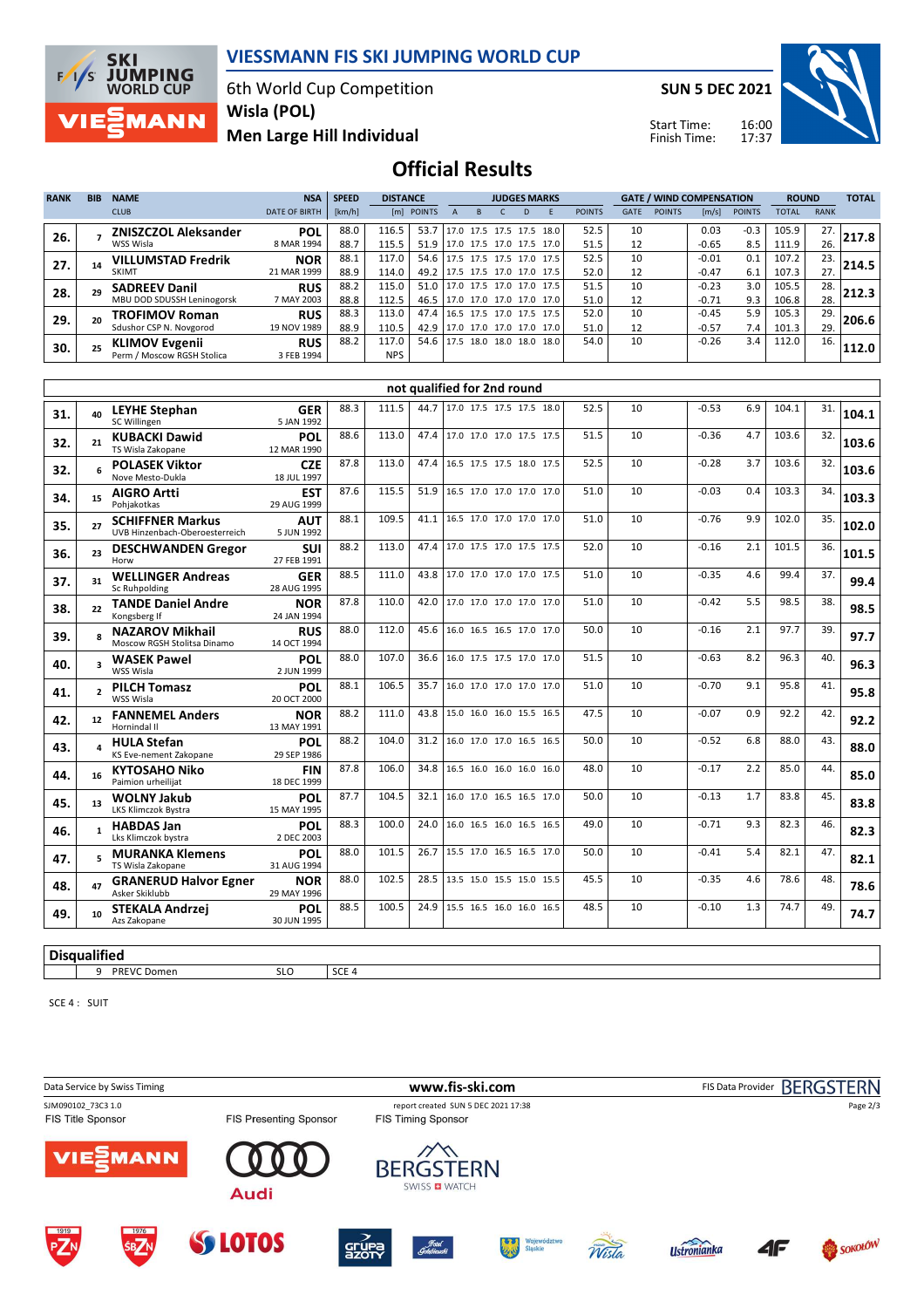# VIESSMANN FIS SKI JUMPING WORLD CUP

6th World Cup Competition
**Wisla (POL)**
**Men Large Hill Individual**

**SUN 5 DEC 2021**

Start Time: 16:00
Finish Time: 17:37

## Official Results

| RANK | BIB | NAME / CLUB | NSA / DATE OF BIRTH | SPEED [km/h] | DISTANCE [m] | DISTANCE POINTS | A | B | C | D | E | JUDGES POINTS | GATE | GATE POINTS | WIND [m/s] | WIND POINTS | ROUND TOTAL | ROUND RANK | TOTAL |
|---|---|---|---|---|---|---|---|---|---|---|---|---|---|---|---|---|---|---|---|
| 26. | 7 | **ZNISZCZOL Aleksander** | **POL** | 88.0 | 116.5 | 53.7 | 17.0 | 17.5 | 17.5 | 17.5 | 18.0 | 52.5 | 10 | | 0.03 | -0.3 | 105.9 | 27. | **217.8** |
| | | WSS Wisla | 8 MAR 1994 | 88.7 | 115.5 | 51.9 | 17.0 | 17.5 | 17.0 | 17.5 | 17.0 | 51.5 | 12 | | -0.65 | 8.5 | 111.9 | 26. | |
| 27. | 14 | **VILLUMSTAD Fredrik** | **NOR** | 88.1 | 117.0 | 54.6 | 17.5 | 17.5 | 17.5 | 17.0 | 17.5 | 52.5 | 10 | | -0.01 | 0.1 | 107.2 | 23. | **214.5** |
| | | SKIMT | 21 MAR 1999 | 88.9 | 114.0 | 49.2 | 17.5 | 17.5 | 17.0 | 17.0 | 17.5 | 52.0 | 12 | | -0.47 | 6.1 | 107.3 | 27. | |
| 28. | 29 | **SADREEV Danil** | **RUS** | 88.2 | 115.0 | 51.0 | 17.0 | 17.5 | 17.0 | 17.0 | 17.5 | 51.5 | 10 | | -0.23 | 3.0 | 105.5 | 28. | **212.3** |
| | | MBU DOD SDUSSH Leninogorsk | 7 MAY 2003 | 88.8 | 112.5 | 46.5 | 17.0 | 17.0 | 17.0 | 17.0 | 17.0 | 51.0 | 12 | | -0.71 | 9.3 | 106.8 | 28. | |
| 29. | 20 | **TROFIMOV Roman** | **RUS** | 88.3 | 113.0 | 47.4 | 16.5 | 17.5 | 17.0 | 17.5 | 17.5 | 52.0 | 10 | | -0.45 | 5.9 | 105.3 | 29. | **206.6** |
| | | Sdushor CSP N. Novgorod | 19 NOV 1989 | 88.9 | 110.5 | 42.9 | 17.0 | 17.0 | 17.0 | 17.0 | 17.0 | 51.0 | 12 | | -0.57 | 7.4 | 101.3 | 29. | |
| 30. | 25 | **KLIMOV Evgenii** | **RUS** | 88.2 | 117.0 | 54.6 | 17.5 | 18.0 | 18.0 | 18.0 | 18.0 | 54.0 | 10 | | -0.26 | 3.4 | 112.0 | 16. | **112.0** |
| | | Perm / Moscow RGSH Stolica | 3 FEB 1994 | | NPS | | | | | | | | | | | | | | |

### not qualified for 2nd round

| RANK | BIB | NAME / CLUB | NSA / DATE OF BIRTH | SPEED [km/h] | DISTANCE [m] | DISTANCE POINTS | A | B | C | D | E | JUDGES POINTS | GATE | GATE POINTS | WIND [m/s] | WIND POINTS | ROUND TOTAL | ROUND RANK | TOTAL |
|---|---|---|---|---|---|---|---|---|---|---|---|---|---|---|---|---|---|---|---|
| 31. | 40 | **LEYHE Stephan** / SC Willingen | **GER** / 5 JAN 1992 | 88.3 | 111.5 | 44.7 | 17.0 | 17.5 | 17.5 | 17.5 | 18.0 | 52.5 | 10 | | -0.53 | 6.9 | 104.1 | 31. | **104.1** |
| 32. | 21 | **KUBACKI Dawid** / TS Wisla Zakopane | **POL** / 12 MAR 1990 | 88.6 | 113.0 | 47.4 | 17.0 | 17.0 | 17.0 | 17.5 | 17.5 | 51.5 | 10 | | -0.36 | 4.7 | 103.6 | 32. | **103.6** |
| 32. | 6 | **POLASEK Viktor** / Nove Mesto-Dukla | **CZE** / 18 JUL 1997 | 87.8 | 113.0 | 47.4 | 16.5 | 17.5 | 17.5 | 18.0 | 17.5 | 52.5 | 10 | | -0.28 | 3.7 | 103.6 | 32. | **103.6** |
| 34. | 15 | **AIGRO Artti** / Pohjakotkas | **EST** / 29 AUG 1999 | 87.6 | 115.5 | 51.9 | 16.5 | 17.0 | 17.0 | 17.0 | 17.0 | 51.0 | 10 | | -0.03 | 0.4 | 103.3 | 34. | **103.3** |
| 35. | 27 | **SCHIFFNER Markus** / UVB Hinzenbach-Oberoesterreich | **AUT** / 5 JUN 1992 | 88.1 | 109.5 | 41.1 | 16.5 | 17.0 | 17.0 | 17.0 | 17.0 | 51.0 | 10 | | -0.76 | 9.9 | 102.0 | 35. | **102.0** |
| 36. | 23 | **DESCHWANDEN Gregor** / Horw | **SUI** / 27 FEB 1991 | 88.2 | 113.0 | 47.4 | 17.0 | 17.5 | 17.0 | 17.5 | 17.5 | 52.0 | 10 | | -0.16 | 2.1 | 101.5 | 36. | **101.5** |
| 37. | 31 | **WELLINGER Andreas** / Sc Ruhpolding | **GER** / 28 AUG 1995 | 88.5 | 111.0 | 43.8 | 17.0 | 17.0 | 17.0 | 17.0 | 17.5 | 51.0 | 10 | | -0.35 | 4.6 | 99.4 | 37. | **99.4** |
| 38. | 22 | **TANDE Daniel Andre** / Kongsberg If | **NOR** / 24 JAN 1994 | 87.8 | 110.0 | 42.0 | 17.0 | 17.0 | 17.0 | 17.0 | 17.0 | 51.0 | 10 | | -0.42 | 5.5 | 98.5 | 38. | **98.5** |
| 39. | 8 | **NAZAROV Mikhail** / Moscow RGSH Stolitsa Dinamo | **RUS** / 14 OCT 1994 | 88.0 | 112.0 | 45.6 | 16.0 | 16.5 | 16.5 | 17.0 | 17.0 | 50.0 | 10 | | -0.16 | 2.1 | 97.7 | 39. | **97.7** |
| 40. | 3 | **WASEK Pawel** / WSS Wisla | **POL** / 2 JUN 1999 | 88.0 | 107.0 | 36.6 | 16.0 | 17.5 | 17.5 | 17.0 | 17.0 | 51.5 | 10 | | -0.63 | 8.2 | 96.3 | 40. | **96.3** |
| 41. | 2 | **PILCH Tomasz** / WSS Wisla | **POL** / 20 OCT 2000 | 88.1 | 106.5 | 35.7 | 16.0 | 17.0 | 17.0 | 17.0 | 17.0 | 51.0 | 10 | | -0.70 | 9.1 | 95.8 | 41. | **95.8** |
| 42. | 12 | **FANNEMEL Anders** / Hornindal Il | **NOR** / 13 MAY 1991 | 88.2 | 111.0 | 43.8 | 15.0 | 16.0 | 16.0 | 15.5 | 16.5 | 47.5 | 10 | | -0.07 | 0.9 | 92.2 | 42. | **92.2** |
| 43. | 4 | **HULA Stefan** / KS Eve-nement Zakopane | **POL** / 29 SEP 1986 | 88.2 | 104.0 | 31.2 | 16.0 | 17.0 | 17.0 | 16.5 | 16.5 | 50.0 | 10 | | -0.52 | 6.8 | 88.0 | 43. | **88.0** |
| 44. | 16 | **KYTOSAHO Niko** / Paimion urheilijat | **FIN** / 18 DEC 1999 | 87.8 | 106.0 | 34.8 | 16.5 | 16.0 | 16.0 | 16.0 | 16.0 | 48.0 | 10 | | -0.17 | 2.2 | 85.0 | 44. | **85.0** |
| 45. | 13 | **WOLNY Jakub** / LKS Klimczok Bystra | **POL** / 15 MAY 1995 | 87.7 | 104.5 | 32.1 | 16.0 | 17.0 | 16.5 | 16.5 | 17.0 | 50.0 | 10 | | -0.13 | 1.7 | 83.8 | 45. | **83.8** |
| 46. | 1 | **HABDAS Jan** / Lks Klimczok bystra | **POL** / 2 DEC 2003 | 88.3 | 100.0 | 24.0 | 16.0 | 16.5 | 16.0 | 16.5 | 16.5 | 49.0 | 10 | | -0.71 | 9.3 | 82.3 | 46. | **82.3** |
| 47. | 5 | **MURANKA Klemens** / TS Wisla Zakopane | **POL** / 31 AUG 1994 | 88.0 | 101.5 | 26.7 | 15.5 | 17.0 | 16.5 | 16.5 | 17.0 | 50.0 | 10 | | -0.41 | 5.4 | 82.1 | 47. | **82.1** |
| 48. | 47 | **GRANERUD Halvor Egner** / Asker Skiklubb | **NOR** / 29 MAY 1996 | 88.0 | 102.5 | 28.5 | 13.5 | 15.0 | 15.5 | 15.0 | 15.5 | 45.5 | 10 | | -0.35 | 4.6 | 78.6 | 48. | **78.6** |
| 49. | 10 | **STEKALA Andrzej** / Azs Zakopane | **POL** / 30 JUN 1995 | 88.5 | 100.5 | 24.9 | 15.5 | 16.5 | 16.0 | 16.0 | 16.5 | 48.5 | 10 | | -0.10 | 1.3 | 74.7 | 49. | **74.7** |

### Disqualified

| BIB | NAME | NSA | REASON |
|---|---|---|---|
| 9 | PREVC Domen | SLO | SCE 4 |

SCE 4 : SUIT

Data Service by Swiss Timing — www.fis-ski.com — FIS Data Provider BERGSTERN

SJM090102_73C3 1.0 — report created SUN 5 DEC 2021 17:38

FIS Title Sponsor: VIESSMANN — FIS Presenting Sponsor: Audi — FIS Timing Sponsor: BERGSTERN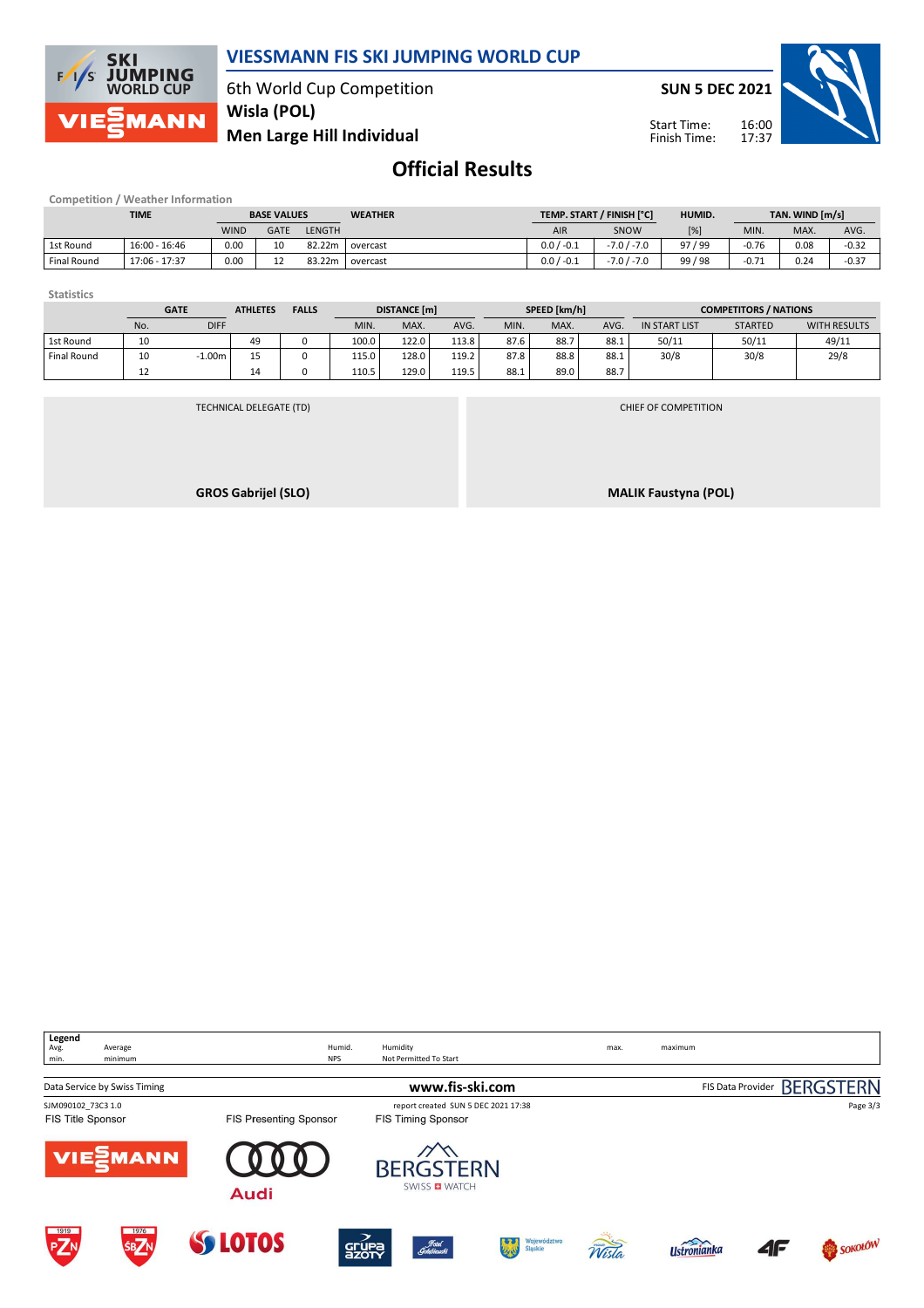# VIESSMANN FIS SKI JUMPING WORLD CUP

6th World Cup Competition

**Wisla (POL)**

**Men Large Hill Individual**

**SUN 5 DEC 2021**

Start Time: 16:00
Finish Time: 17:37

## Official Results

Competition / Weather Information

| TIME | | BASE VALUES | | | WEATHER | TEMP. START / FINISH [°C] | | HUMID. | TAN. WIND [m/s] | | |
|---|---|---|---|---|---|---|---|---|---|---|---|
| | | WIND | GATE | LENGTH | | AIR | SNOW | [%] | MIN. | MAX. | AVG. |
| 1st Round | 16:00 - 16:46 | 0.00 | 10 | 82.22m | overcast | 0.0 / -0.1 | -7.0 / -7.0 | 97 / 99 | -0.76 | 0.08 | -0.32 |
| Final Round | 17:06 - 17:37 | 0.00 | 12 | 83.22m | overcast | 0.0 / -0.1 | -7.0 / -7.0 | 99 / 98 | -0.71 | 0.24 | -0.37 |

Statistics

| | GATE | | ATHLETES | FALLS | DISTANCE [m] | | | SPEED [km/h] | | | COMPETITORS / NATIONS | | |
|---|---|---|---|---|---|---|---|---|---|---|---|---|---|
| | No. | DIFF | | | MIN. | MAX. | AVG. | MIN. | MAX. | AVG. | IN START LIST | STARTED | WITH RESULTS |
| 1st Round | 10 | | 49 | 0 | 100.0 | 122.0 | 113.8 | 87.6 | 88.7 | 88.1 | 50/11 | 50/11 | 49/11 |
| Final Round | 10 | -1.00m | 15 | 0 | 115.0 | 128.0 | 119.2 | 87.8 | 88.8 | 88.1 | 30/8 | 30/8 | 29/8 |
| | 12 | | 14 | 0 | 110.5 | 129.0 | 119.5 | 88.1 | 89.0 | 88.7 | | | |

TECHNICAL DELEGATE (TD)

**GROS Gabrijel (SLO)**

CHIEF OF COMPETITION

**MALIK Faustyna (POL)**

**Legend**

| | | | | | |
|---|---|---|---|---|---|
| Avg. | Average | Humid. | Humidity | max. | maximum |
| min. | minimum | NPS | Not Permitted To Start | | |

Data Service by Swiss Timing — www.fis-ski.com — FIS Data Provider BERGSTERN

SJM090102_73C3 1.0 — report created SUN 5 DEC 2021 17:38

FIS Title Sponsor: VIESSMANN — FIS Presenting Sponsor: Audi — FIS Timing Sponsor: BERGSTERN SWISS WATCH